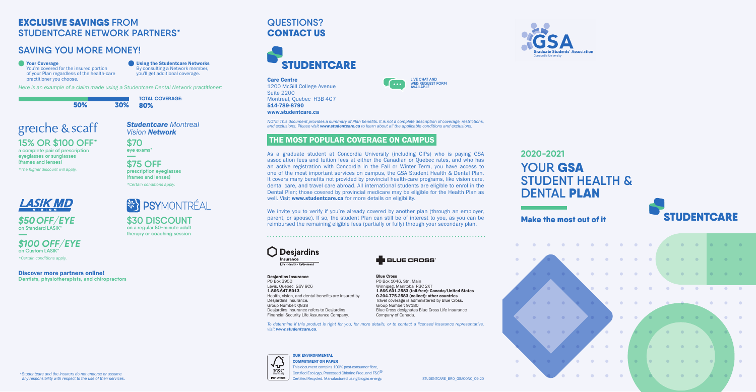# EXCLUSIVE SAVINGS FROM STUDENTCARE NETWORK PARTNERS*

## SAVING YOU MORE MONEY!

**Your Coverage**
You're covered for the insured portion of your Plan regardless of the health-care practitioner you choose.

**Using the Studentcare Networks**
By consulting a Network member, you'll get additional coverage.

*Here is an example of a claim made using a Studentcare Dental Network practitioner:*

50% 30% TOTAL COVERAGE: 80%

### greiche & scaff

**15% OR $100 OFF***
a complete pair of prescription eyeglasses or sunglasses (frames and lenses)
*The higher discount will apply.*

### *Studentcare Montreal Vision Network*

**$70**
eye exams*

**$75 OFF**
prescription eyeglasses (frames and lenses)
*Certain conditions apply.*

### LASIK MD VISION

***$50 OFF/EYE***
on Standard LASIK*

***$100 OFF/EYE***
on Custom LASIK*
*Certain conditions apply.*

### PSYMONTRÉAL

**$30 DISCOUNT**
on a regular 50-minute adult therapy or coaching session

**Discover more partners online!**
**Dentists, physiotherapists, and chiropractors**

*Studentcare and the insurers do not endorse or assume any responsibility with respect to the use of their services.

# QUESTIONS? CONTACT US

## STUDENTCARE

**Care Centre**
1200 McGill College Avenue
Suite 2200
Montreal, Quebec H3B 4G7
**514-789-8790**
**www.studentcare.ca**

LIVE CHAT AND WEB REQUEST FORM AVAILABLE

*NOTE: This document provides a summary of Plan benefits. It is not a complete description of coverage, restrictions, and exclusions. Please visit **www.studentcare.ca** to learn about all the applicable conditions and exclusions.*

## THE MOST POPULAR COVERAGE ON CAMPUS

As a graduate student at Concordia University (including CIPs) who is paying GSA association fees and tuition fees at either the Canadian or Quebec rates, and who has an active registration with Concordia in the Fall or Winter Term, you have access to one of the most important services on campus, the GSA Student Health & Dental Plan. It covers many benefits not provided by provincial health-care programs, like vision care, dental care, and travel care abroad. All international students are eligible to enrol in the Dental Plan; those covered by provincial medicare may be eligible for the Health Plan as well. Visit **www.studentcare.ca** for more details on eligibility.

We invite you to verify if you're already covered by another plan (through an employer, parent, or spouse). If so, the student Plan can still be of interest to you, as you can be reimbursed the remaining eligible fees (partially or fully) through your secondary plan.

**Desjardins Insurance**
PO Box 3950
Levis, Quebec G6V 8C6
**1-866-647-5013**
Health, vision, and dental benefits are insured by Desjardins Insurance.
Group Number: Q838
Desjardins Insurance refers to Desjardins Financial Security Life Assurance Company.

**Blue Cross**
PO Box 1046, Stn. Main
Winnipeg, Manitoba R3C 2X7
**1-866-601-2583 (toll-free): Canada/United States**
**0-204-775-2583 (collect): other countries**
Travel coverage is administered by Blue Cross.
Group Number: 97180
Blue Cross designates Blue Cross Life Insurance Company of Canada.

*To determine if this product is right for you, for more details, or to contact a licensed insurance representative, visit **www.studentcare.ca**.*

**OUR ENVIRONMENTAL COMMITMENT ON PAPER**
This document contains 100% post-consumer fibre. Certified EcoLogo, Processed Chlorine Free, and FSC® Certified Recycled. Manufactured using biogas energy.

STUDENTCARE_BRO_GSACONC_09-20

GSA Graduate Students' Association Concordia University

# 2020-2021 YOUR GSA STUDENT HEALTH & DENTAL PLAN

## Make the most out of it

STUDENTCARE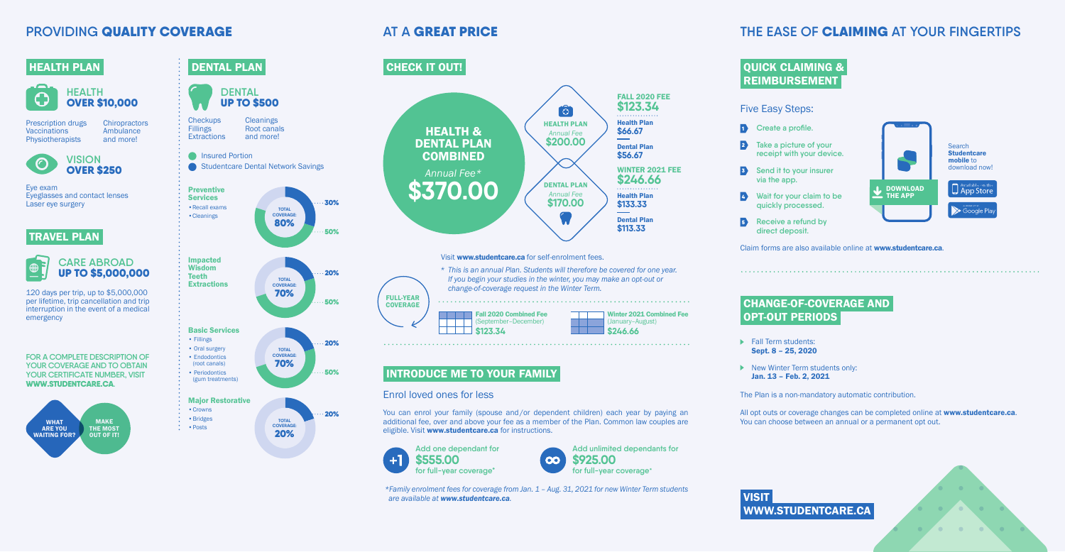# PROVIDING **QUALITY COVERAGE**

## HEALTH PLAN

### HEALTH **OVER $10,000**

- Prescription drugs
- Vaccinations
- Physiotherapists
- Chiropractors
- Ambulance
- and more!

### VISION **OVER $250**

- Eye exam
- Eyeglasses and contact lenses
- Laser eye surgery

## TRAVEL PLAN

### CARE ABROAD **UP TO $5,000,000**

120 days per trip, up to $5,000,000 per lifetime, trip cancellation and trip interruption in the event of a medical emergency

**FOR A COMPLETE DESCRIPTION OF YOUR COVERAGE AND TO OBTAIN YOUR CERTIFICATE NUMBER, VISIT WWW.STUDENTCARE.CA.**

WHAT ARE YOU WAITING FOR? MAKE THE MOST OUT OF IT!

## DENTAL PLAN

### DENTAL **UP TO $500**

- Checkups
- Fillings
- Extractions
- Cleanings
- Root canals
- and more!

Insured Portion
Studentcare Dental Network Savings

**Preventive Services**
- Recall exams
- Cleanings

TOTAL COVERAGE: 80%
30%
50%

**Impacted Wisdom Teeth Extractions**

TOTAL COVERAGE: 70%
20%
50%

**Basic Services**
- Fillings
- Oral surgery
- Endodontics (root canals)
- Periodontics (gum treatments)

TOTAL COVERAGE: 70%
20%
50%

**Major Restorative**
- Crowns
- Bridges
- Posts

TOTAL COVERAGE: 20%
20%

# AT A **GREAT PRICE**

## CHECK IT OUT!

**HEALTH & DENTAL PLAN COMBINED**
*Annual Fee**
**$370.00**

**HEALTH PLAN** *Annual Fee* **$200.00**

**DENTAL PLAN** *Annual Fee* **$170.00**

**FALL 2020 FEE $123.34**
- Health Plan $66.67
- Dental Plan $56.67

**WINTER 2021 FEE $246.66**
- Health Plan $133.33
- Dental Plan $113.33

Visit **www.studentcare.ca** for self-enrolment fees.

*\* This is an annual Plan. Students will therefore be covered for one year. If you begin your studies in the winter, you may make an opt-out or change-of-coverage request in the Winter Term.*

**FULL-YEAR COVERAGE**

**Fall 2020 Combined Fee** (September–December) **$123.34**

**Winter 2021 Combined Fee** (January–August) **$246.66**

## INTRODUCE ME TO YOUR FAMILY

### Enrol loved ones for less

You can enrol your family (spouse and/or dependent children) each year by paying an additional fee, over and above your fee as a member of the Plan. Common law couples are eligible. Visit **www.studentcare.ca** for instructions.

**+1** Add one dependant for **$555.00** for full-year coverage*

**∞** Add unlimited dependants for **$925.00** for full-year coverage*

*\*Family enrolment fees for coverage from Jan. 1 – Aug. 31, 2021 for new Winter Term students are available at **www.studentcare.ca**.*

# THE EASE OF **CLAIMING** AT YOUR FINGERTIPS

## QUICK CLAIMING & REIMBURSEMENT

### Five Easy Steps:

1. Create a profile.
2. Take a picture of your receipt with your device.
3. Send it to your insurer via the app.
4. Wait for your claim to be quickly processed.
5. Receive a refund by direct deposit.

**DOWNLOAD THE APP**

Search **Studentcare mobile** to download now!

Available on the App Store
Google Play

Claim forms are also available online at **www.studentcare.ca**.

## CHANGE-OF-COVERAGE AND OPT-OUT PERIODS

- Fall Term students: **Sept. 8 – 25, 2020**
- New Winter Term students only: **Jan. 13 – Feb. 2, 2021**

The Plan is a non-mandatory automatic contribution.

All opt outs or coverage changes can be completed online at **www.studentcare.ca**. You can choose between an annual or a permanent opt out.

**VISIT WWW.STUDENTCARE.CA**